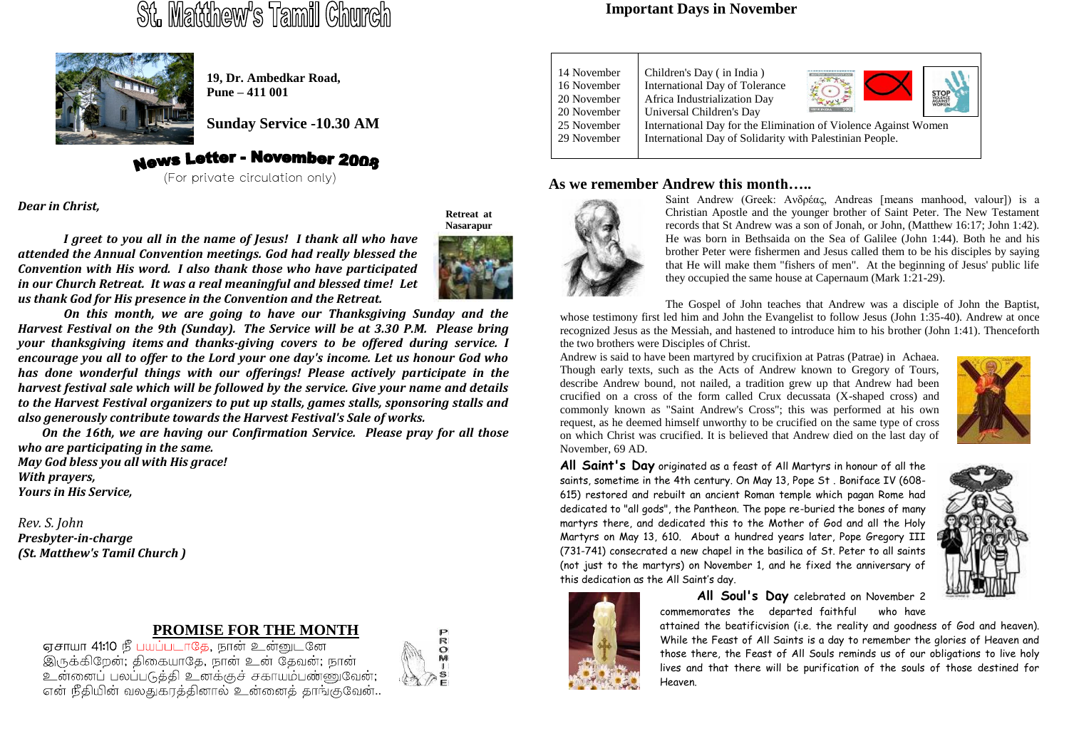# St. Matthew's Tamil Church

**19, Dr. Ambedkar Road,**
**Pune – 411 001**

**Sunday Service -10.30 AM**

## News Letter - November 2008

(For private circulation only)

***Dear in Christ,***

**Retreat at Nasarapur**

***I greet to you all in the name of Jesus! I thank all who have attended the Annual Convention meetings. God had really blessed the Convention with His word. I also thank those who have participated in our Church Retreat. It was a real meaningful and blessed time! Let us thank God for His presence in the Convention and the Retreat.***

***On this month, we are going to have our Thanksgiving Sunday and the Harvest Festival on the 9th (Sunday). The Service will be at 3.30 P.M. Please bring your thanksgiving items and thanks-giving covers to be offered during service. I encourage you all to offer to the Lord your one day's income. Let us honour God who has done wonderful things with our offerings! Please actively participate in the harvest festival sale which will be followed by the service. Give your name and details to the Harvest Festival organizers to put up stalls, games stalls, sponsoring stalls and also generously contribute towards the Harvest Festival's Sale of works.***

***On the 16th, we are having our Confirmation Service. Please pray for all those who are participating in the same.***
***May God bless you all with His grace!***
***With prayers,***
***Yours in His Service,***

*Rev. S. John*
***Presbyter-in-charge***
***(St. Matthew's Tamil Church )***

## PROMISE FOR THE MONTH

ஏசாயா 41:10 நீ பயப்படாதே, நான் உன்னுடனே இருக்கிறேன்; திகையாதே, நான் உன் தேவன்; நான் உன்னைப் பலப்படுத்தி உனக்குச் சகாயம்பண்ணுவேன்; என் நீதியின் வலதுகரத்தினால் உன்னைத் தாங்குவேன்..

PROMISE

## Important Days in November

| | |
|---|---|
| 14 November | Children's Day ( in India ) |
| 16 November | International Day of Tolerance |
| 20 November | Africa Industrialization Day |
| 20 November | Universal Children's Day |
| 25 November | International Day for the Elimination of Violence Against Women |
| 29 November | International Day of Solidarity with Palestinian People. |

## As we remember Andrew this month…..

Saint Andrew (Greek: Ανδρέας, Andreas [means manhood, valour]) is a Christian Apostle and the younger brother of Saint Peter. The New Testament records that St Andrew was a son of Jonah, or John, (Matthew 16:17; John 1:42). He was born in Bethsaida on the Sea of Galilee (John 1:44). Both he and his brother Peter were fishermen and Jesus called them to be his disciples by saying that He will make them "fishers of men". At the beginning of Jesus' public life they occupied the same house at Capernaum (Mark 1:21-29).

The Gospel of John teaches that Andrew was a disciple of John the Baptist, whose testimony first led him and John the Evangelist to follow Jesus (John 1:35-40). Andrew at once recognized Jesus as the Messiah, and hastened to introduce him to his brother (John 1:41). Thenceforth the two brothers were Disciples of Christ.

Andrew is said to have been martyred by crucifixion at Patras (Patrae) in Achaea. Though early texts, such as the Acts of Andrew known to Gregory of Tours, describe Andrew bound, not nailed, a tradition grew up that Andrew had been crucified on a cross of the form called Crux decussata (X-shaped cross) and commonly known as "Saint Andrew's Cross"; this was performed at his own request, as he deemed himself unworthy to be crucified on the same type of cross on which Christ was crucified. It is believed that Andrew died on the last day of November, 69 AD.

**All Saint's Day** originated as a feast of All Martyrs in honour of all the saints, sometime in the 4th century. On May 13, Pope St . Boniface IV (608-615) restored and rebuilt an ancient Roman temple which pagan Rome had dedicated to "all gods", the Pantheon. The pope re-buried the bones of many martyrs there, and dedicated this to the Mother of God and all the Holy Martyrs on May 13, 610. About a hundred years later, Pope Gregory III (731-741) consecrated a new chapel in the basilica of St. Peter to all saints (not just to the martyrs) on November 1, and he fixed the anniversary of this dedication as the All Saint's day.

**All Soul's Day** celebrated on November 2 commemorates the departed faithful who have attained the beatificvision (i.e. the reality and goodness of God and heaven). While the Feast of All Saints is a day to remember the glories of Heaven and those there, the Feast of All Souls reminds us of our obligations to live holy lives and that there will be purification of the souls of those destined for Heaven.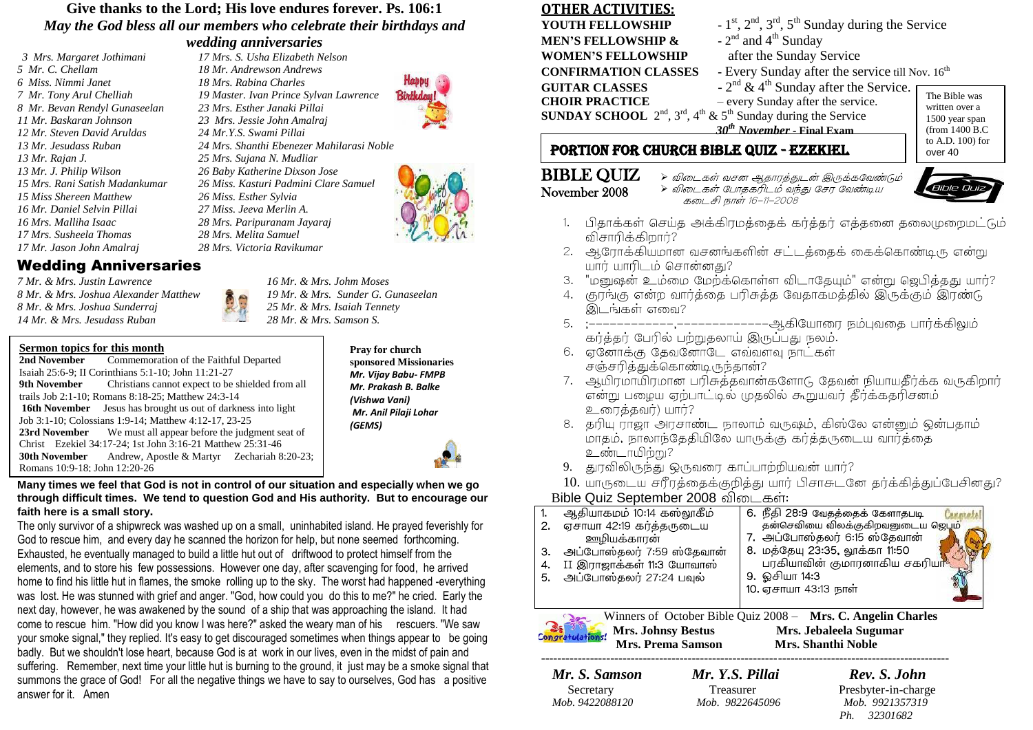# Give thanks to the Lord; His love endures forever. Ps. 106:1

## *May the God bless all our members who celebrate their birthdays and wedding anniversaries*

*3 Mrs. Margaret Jothimani*
*5 Mr. C. Chellam*
*6 Miss. Nimmi Janet*
*7 Mr. Tony Arul Chelliah*
*8 Mr. Bevan Rendyl Gunaseelan*
*11 Mr. Baskaran Johnson*
*12 Mr. Steven David Aruldas*
*13 Mr. Jesudass Ruban*
*13 Mr. Rajan J.*
*13 Mr. J. Philip Wilson*
*15 Mrs. Rani Satish Madankumar*
*15 Miss Shereen Matthew*
*16 Mr. Daniel Selvin Pillai*
*16 Mrs. Malliha Isaac*
*17 Mrs. Susheela Thomas*
*17 Mr. Jason John Amalraj*
*17 Mrs. S. Usha Elizabeth Nelson*
*18 Mr. Andrewson Andrews*
*18 Mrs. Rabina Charles*
*19 Master. Ivan Prince Sylvan Lawrence*
*23 Mrs. Esther Janaki Pillai*
*23 Mrs. Jessie John Amalraj*
*24 Mr.Y.S. Swami Pillai*
*24 Mrs. Shanthi Ebenezer Mahilarasi Noble*
*25 Mrs. Sujana N. Mudliar*
*26 Baby Katherine Dixson Jose*
*26 Miss. Kasturi Padmini Clare Samuel*
*26 Miss. Esther Sylvia*
*27 Miss. Jeeva Merlin A.*
*28 Mrs. Paripuranam Jayaraj*
*28 Mrs. Melita Samuel*
*28 Mrs. Victoria Ravikumar*

## Wedding Anniversaries

*7 Mr. & Mrs. Justin Lawrence*
*8 Mr. & Mrs. Joshua Alexander Matthew*
*8 Mr. & Mrs. Joshua Sunderraj*
*14 Mr. & Mrs. Jesudass Ruban*
*16 Mr. & Mrs. Johm Moses*
*19 Mr. & Mrs. Sunder G. Gunaseelan*
*25 Mr. & Mrs. Isaiah Tennety*
*28 Mr. & Mrs. Samson S.*

**Sermon topics for this month**

**2nd November** Commemoration of the Faithful Departed
Isaiah 25:6-9; II Corinthians 5:1-10; John 11:21-27
**9th November** Christians cannot expect to be shielded from all trails Job 2:1-10; Romans 8:18-25; Matthew 24:3-14
**16th November** Jesus has brought us out of darkness into light
Job 3:1-10; Colossians 1:9-14; Matthew 4:12-17, 23-25
**23rd November** We must all appear before the judgment seat of Christ Ezekiel 34:17-24; 1st John 3:16-21 Matthew 25:31-46
**30th November** Andrew, Apostle & Martyr Zechariah 8:20-23; Romans 10:9-18; John 12:20-26

**Pray for church sponsored Missionaries**
***Mr. Vijay Babu- FMPB***
***Mr. Prakash B. Balke (Vishwa Vani)***
***Mr. Anil Pilaji Lohar (GEMS)***

**Many times we feel that God is not in control of our situation and especially when we go through difficult times. We tend to question God and His authority. But to encourage our faith here is a small story.**

The only survivor of a shipwreck was washed up on a small, uninhabited island. He prayed feverishly for God to rescue him, and every day he scanned the horizon for help, but none seemed forthcoming. Exhausted, he eventually managed to build a little hut out of driftwood to protect himself from the elements, and to store his few possessions. However one day, after scavenging for food, he arrived home to find his little hut in flames, the smoke rolling up to the sky. The worst had happened -everything was lost. He was stunned with grief and anger. "God, how could you do this to me?" he cried. Early the next day, however, he was awakened by the sound of a ship that was approaching the island. It had come to rescue him. "How did you know I was here?" asked the weary man of his rescuers. "We saw your smoke signal," they replied. It's easy to get discouraged sometimes when things appear to be going badly. But we shouldn't lose heart, because God is at work in our lives, even in the midst of pain and suffering. Remember, next time your little hut is burning to the ground, it just may be a smoke signal that summons the grace of God! For all the negative things we have to say to ourselves, God has a positive answer for it. Amen

## OTHER ACTIVITIES:

**YOUTH FELLOWSHIP** - 1st, 2nd, 3rd, 5th Sunday during the Service
**MEN'S FELLOWSHIP & WOMEN'S FELLOWSHIP** - 2nd and 4th Sunday after the Sunday Service
**CONFIRMATION CLASSES** - Every Sunday after the service till Nov. 16th
***30th November* - Final Exam**
**GUITAR CLASSES** - 2nd & 4th Sunday after the Service.
**CHOIR PRACTICE** – every Sunday after the service.
**SUNDAY SCHOOL** 2nd, 3rd, 4th & 5th Sunday during the Service

The Bible was written over a 1500 year span (from 1400 B.C to A.D. 100) for over 40

**PORTION FOR CHURCH BIBLE QUIZ - EZEKIEL**

**BIBLE QUIZ**
November 2008

- விடைகள் வசன ஆதாரத்துடன் இருக்கவேண்டும்
- விடைகள் போதகரிடம் வந்து சேர வேண்டிய கடைசி நாள் 16–11–2008

1. பிதாக்கள் செய்த அக்கிரமத்தைக் கர்த்தர் எத்தனை தலைமுறைமட்டும் விசாரிக்கிறார்?
2. ஆரோக்கியமான வசனங்களின் சட்டத்தைக் கைக்கொண்டிரு என்று யார் யாரிடம் சொன்னது?
3. "மனுஷன் உம்மை மேற்கொள்ள விடாதேயும்" என்று ஜெபித்தது யார்?
4. குரங்கு என்ற வார்த்தை பரிசுத்த வேதாகமத்தில் இருக்கும் இரண்டு இடங்கள் எவை?
5. ;————————,—————————ஆகியோரை நம்புவதை பார்க்கிலும் கர்த்தர் பேரில் பற்றுதலாய் இருப்பது நலம்.
6. ஏனோக்கு தேவனோடே எவ்வளவு நாட்கள் சஞ்சரித்துக்கொண்டிருந்தான்?
7. ஆயிரமாயிரமான பரிசுத்தவான்களோடு தேவன் நியாயதீர்க்க வருகிறார் என்று பழைய ஏற்பாட்டில் முதலில் கூறுவர் தீர்க்கதரிசனம் உரைத்தவர்) யார்?
8. தரியு ராஜா அரசாண்ட நாலாம் வருஷம், கிஸ்லே என்னும் ஒன்பதாம் மாதம், நாலாந்தேதியிலே யாருக்கு கர்த்தருடைய வார்த்தை உண்டாயிற்று?
9. துரவிலிருந்து ஒருவரை காப்பாற்றியவன் யார்?
10. யாருடைய சரீரத்தைக்குறித்து யார் பிசாசுடனே தர்க்கித்துப்பேசினது?

Bible Quiz September 2008 விடைகள்:

1. ஆதியாகமம் 10:14 கஸ்லூகீம்
2. ஏசாயா 42:19 கர்த்தருடைய ஊழியக்காரன்
3. அப்போஸ்தலர் 7:59 ஸ்தேவான்
4. II இராஜாக்கள் 11:3 யோவாஸ்
5. அப்போஸ்தலர் 27:24 பவுல்
6. நீதி 28:9 வேதத்தைக் கேளாதபடி தன்செவியை விலக்குகிறவனுடைய ஜெபம்
7. அப்போஸ்தலர் 6:15 ஸ்தேவான்
8. மத்தேயு 23:35, லூக்கா 11:50 பரகியாவின் குமாரனாகிய சகரியா
9. ஓசியா 14:3
10. ஏசாயா 43:13 நாள்

Winners of October Bible Quiz 2008 – **Mrs. C. Angelin Charles**
**Mrs. Johnsy Bestus** **Mrs. Jebaleela Sugumar**
**Mrs. Prema Samson** **Mrs. Shanthi Noble**

| | | |
|---|---|---|
| ***Mr. S. Samson*** | ***Mr. Y.S. Pillai*** | ***Rev. S. John*** |
| Secretary | Treasurer | Presbyter-in-charge |
| *Mob. 9422088120* | *Mob. 9822645096* | *Mob. 9921357319* |
| | | *Ph. 32301682* |